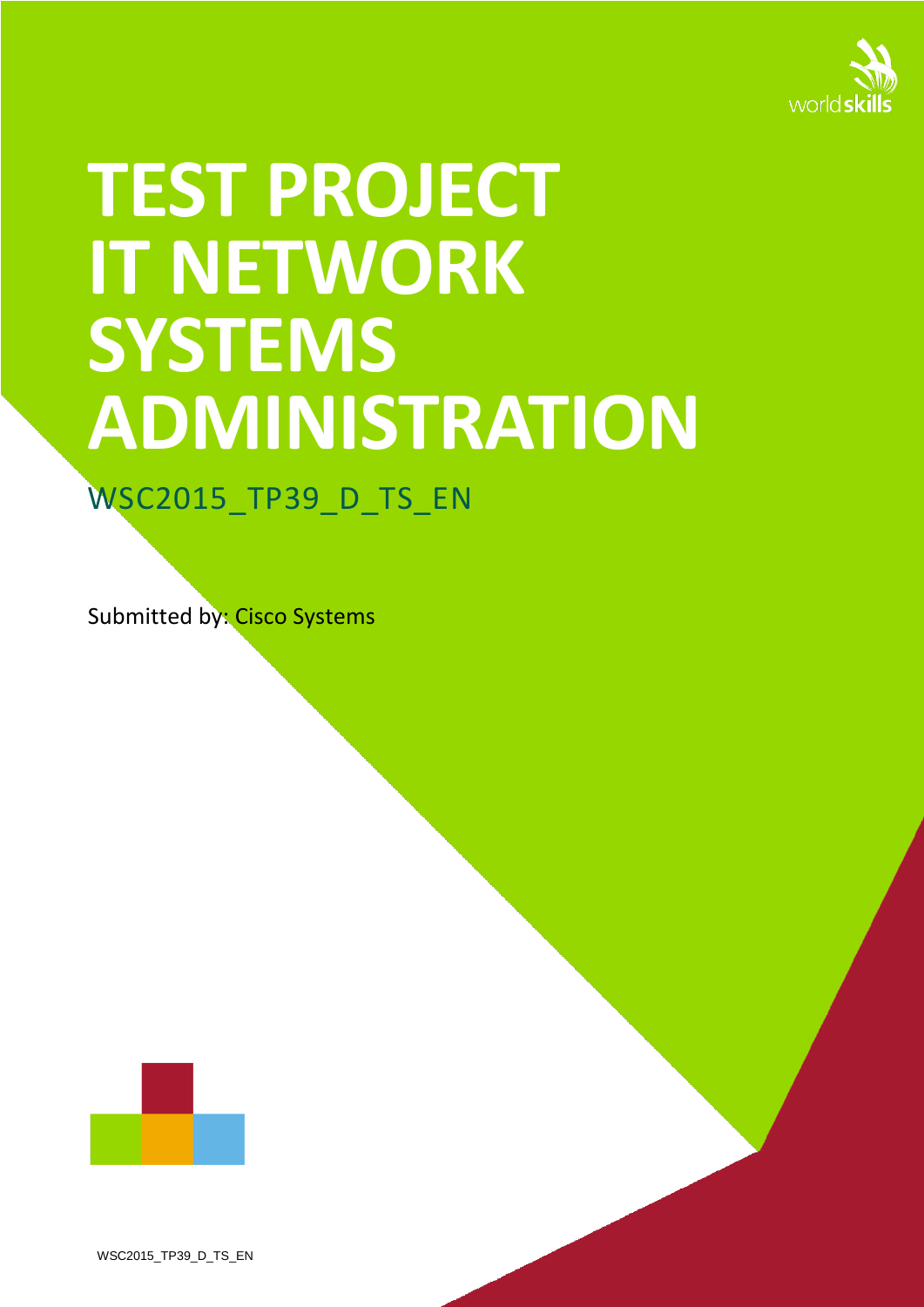# TEST PROJECT IT NETWORK SYSTEMS ADMINISTRATION

WSC2015_TP39_D_TS_EN

Submitted by: Cisco Systems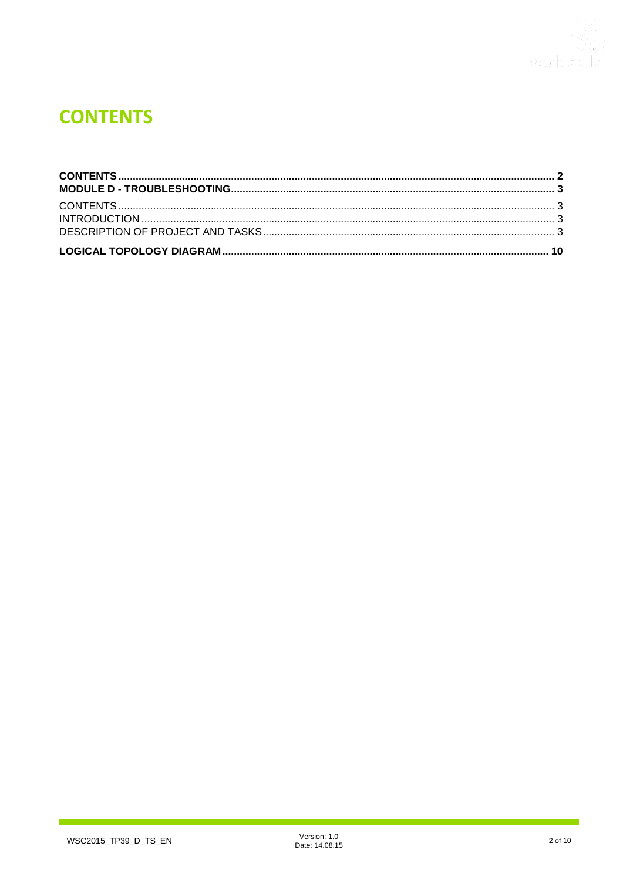# CONTENTS

**CONTENTS** .................................................................................................................................................. **2**
**MODULE D - TROUBLESHOOTING** .............................................................................................................. **3**
CONTENTS .................................................................................................................................................. 3
INTRODUCTION ............................................................................................................................................ 3
DESCRIPTION OF PROJECT AND TASKS .................................................................................................... 3
**LOGICAL TOPOLOGY DIAGRAM** ................................................................................................................ **10**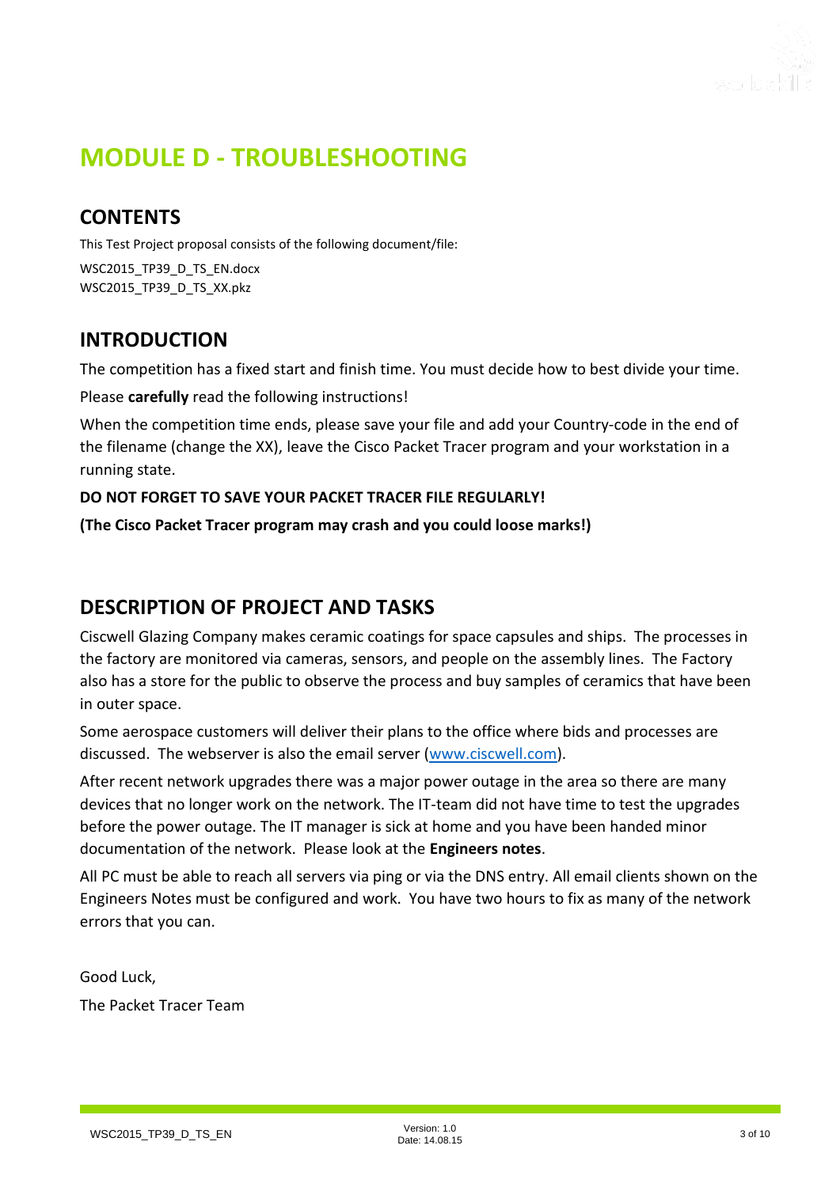# MODULE D - TROUBLESHOOTING

## CONTENTS

This Test Project proposal consists of the following document/file:

WSC2015_TP39_D_TS_EN.docx
WSC2015_TP39_D_TS_XX.pkz

## INTRODUCTION

The competition has a fixed start and finish time. You must decide how to best divide your time.

Please **carefully** read the following instructions!

When the competition time ends, please save your file and add your Country-code in the end of the filename (change the XX), leave the Cisco Packet Tracer program and your workstation in a running state.

**DO NOT FORGET TO SAVE YOUR PACKET TRACER FILE REGULARLY!**

**(The Cisco Packet Tracer program may crash and you could loose marks!)**

## DESCRIPTION OF PROJECT AND TASKS

Ciscwell Glazing Company makes ceramic coatings for space capsules and ships. The processes in the factory are monitored via cameras, sensors, and people on the assembly lines. The Factory also has a store for the public to observe the process and buy samples of ceramics that have been in outer space.

Some aerospace customers will deliver their plans to the office where bids and processes are discussed. The webserver is also the email server (www.ciscwell.com).

After recent network upgrades there was a major power outage in the area so there are many devices that no longer work on the network. The IT-team did not have time to test the upgrades before the power outage. The IT manager is sick at home and you have been handed minor documentation of the network. Please look at the **Engineers notes**.

All PC must be able to reach all servers via ping or via the DNS entry. All email clients shown on the Engineers Notes must be configured and work. You have two hours to fix as many of the network errors that you can.

Good Luck,

The Packet Tracer Team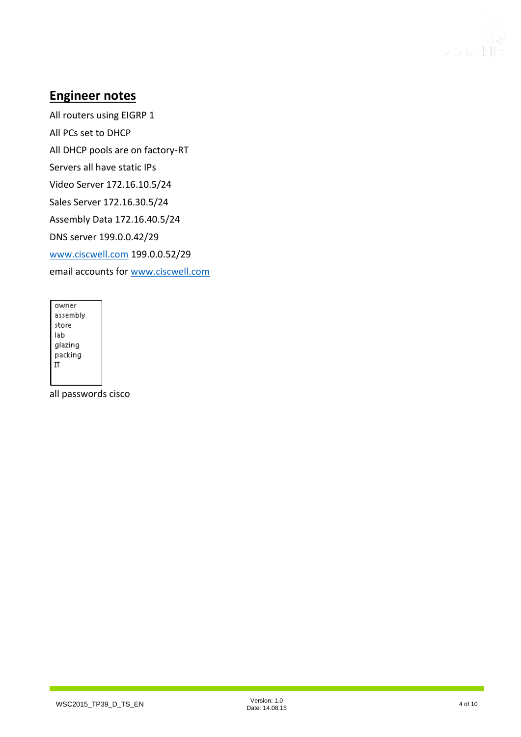## Engineer notes

All routers using EIGRP 1

All PCs set to DHCP

All DHCP pools are on factory-RT

Servers all have static IPs

Video Server 172.16.10.5/24

Sales Server 172.16.30.5/24

Assembly Data 172.16.40.5/24

DNS server 199.0.0.42/29

www.ciscwell.com 199.0.0.52/29

email accounts for www.ciscwell.com

owner
assembly
store
lab
glazing
packing
IT

all passwords cisco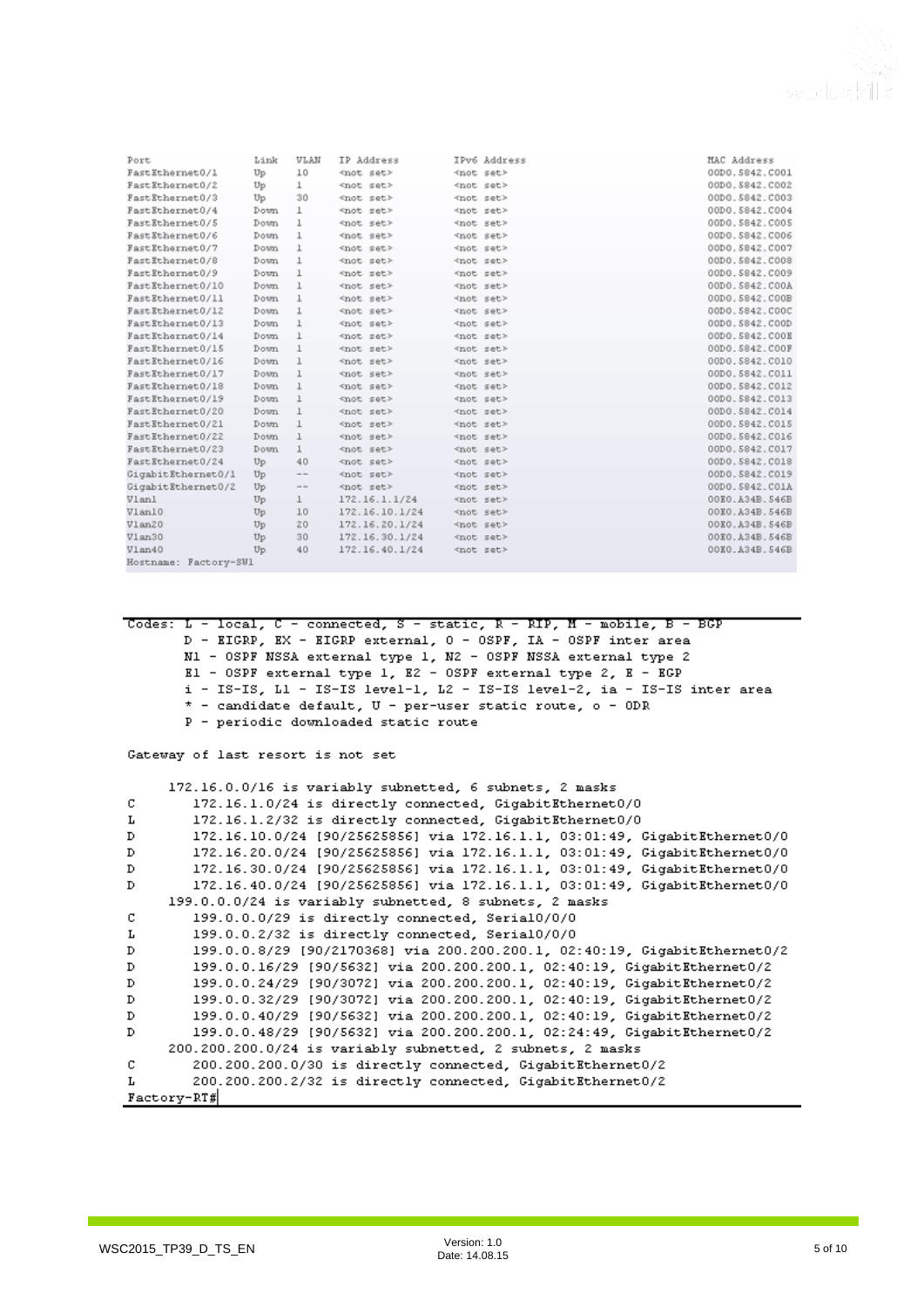| Port | Link | VLAN | IP Address | IPv6 Address | MAC Address |
|---|---|---|---|---|---|
| FastEthernet0/1 | Up | 10 | <not set> | <not set> | 00D0.5842.C001 |
| FastEthernet0/2 | Up | 1 | <not set> | <not set> | 00D0.5842.C002 |
| FastEthernet0/3 | Up | 30 | <not set> | <not set> | 00D0.5842.C003 |
| FastEthernet0/4 | Down | 1 | <not set> | <not set> | 00D0.5842.C004 |
| FastEthernet0/5 | Down | 1 | <not set> | <not set> | 00D0.5842.C005 |
| FastEthernet0/6 | Down | 1 | <not set> | <not set> | 00D0.5842.C006 |
| FastEthernet0/7 | Down | 1 | <not set> | <not set> | 00D0.5842.C007 |
| FastEthernet0/8 | Down | 1 | <not set> | <not set> | 00D0.5842.C008 |
| FastEthernet0/9 | Down | 1 | <not set> | <not set> | 00D0.5842.C009 |
| FastEthernet0/10 | Down | 1 | <not set> | <not set> | 00D0.5842.C00A |
| FastEthernet0/11 | Down | 1 | <not set> | <not set> | 00D0.5842.C00B |
| FastEthernet0/12 | Down | 1 | <not set> | <not set> | 00D0.5842.C00C |
| FastEthernet0/13 | Down | 1 | <not set> | <not set> | 00D0.5842.C00D |
| FastEthernet0/14 | Down | 1 | <not set> | <not set> | 00D0.5842.C00E |
| FastEthernet0/15 | Down | 1 | <not set> | <not set> | 00D0.5842.C00F |
| FastEthernet0/16 | Down | 1 | <not set> | <not set> | 00D0.5842.C010 |
| FastEthernet0/17 | Down | 1 | <not set> | <not set> | 00D0.5842.C011 |
| FastEthernet0/18 | Down | 1 | <not set> | <not set> | 00D0.5842.C012 |
| FastEthernet0/19 | Down | 1 | <not set> | <not set> | 00D0.5842.C013 |
| FastEthernet0/20 | Down | 1 | <not set> | <not set> | 00D0.5842.C014 |
| FastEthernet0/21 | Down | 1 | <not set> | <not set> | 00D0.5842.C015 |
| FastEthernet0/22 | Down | 1 | <not set> | <not set> | 00D0.5842.C016 |
| FastEthernet0/23 | Down | 1 | <not set> | <not set> | 00D0.5842.C017 |
| FastEthernet0/24 | Up | 40 | <not set> | <not set> | 00D0.5842.C018 |
| GigabitEthernet0/1 | Up | -- | <not set> | <not set> | 00D0.5842.C019 |
| GigabitEthernet0/2 | Up | -- | <not set> | <not set> | 00D0.5842.C01A |
| Vlan1 | Up | 1 | 172.16.1.1/24 | <not set> | 00E0.A34B.546B |
| Vlan10 | Up | 10 | 172.16.10.1/24 | <not set> | 00E0.A34B.546B |
| Vlan20 | Up | 20 | 172.16.20.1/24 | <not set> | 00E0.A34B.546B |
| Vlan30 | Up | 30 | 172.16.30.1/24 | <not set> | 00E0.A34B.546B |
| Vlan40 | Up | 40 | 172.16.40.1/24 | <not set> | 00E0.A34B.546B |

Hostname: Factory-SW1

```
Codes: L - local, C - connected, S - static, R - RIP, M - mobile, B - BGP
       D - EIGRP, EX - EIGRP external, O - OSPF, IA - OSPF inter area
       N1 - OSPF NSSA external type 1, N2 - OSPF NSSA external type 2
       E1 - OSPF external type 1, E2 - OSPF external type 2, E - EGP
       i - IS-IS, L1 - IS-IS level-1, L2 - IS-IS level-2, ia - IS-IS inter area
       * - candidate default, U - per-user static route, o - ODR
       P - periodic downloaded static route

Gateway of last resort is not set

     172.16.0.0/16 is variably subnetted, 6 subnets, 2 masks
C       172.16.1.0/24 is directly connected, GigabitEthernet0/0
L       172.16.1.2/32 is directly connected, GigabitEthernet0/0
D       172.16.10.0/24 [90/25625856] via 172.16.1.1, 03:01:49, GigabitEthernet0/0
D       172.16.20.0/24 [90/25625856] via 172.16.1.1, 03:01:49, GigabitEthernet0/0
D       172.16.30.0/24 [90/25625856] via 172.16.1.1, 03:01:49, GigabitEthernet0/0
D       172.16.40.0/24 [90/25625856] via 172.16.1.1, 03:01:49, GigabitEthernet0/0
     199.0.0.0/24 is variably subnetted, 8 subnets, 2 masks
C       199.0.0.0/29 is directly connected, Serial0/0/0
L       199.0.0.2/32 is directly connected, Serial0/0/0
D       199.0.0.8/29 [90/2170368] via 200.200.200.1, 02:40:19, GigabitEthernet0/2
D       199.0.0.16/29 [90/5632] via 200.200.200.1, 02:40:19, GigabitEthernet0/2
D       199.0.0.24/29 [90/3072] via 200.200.200.1, 02:40:19, GigabitEthernet0/2
D       199.0.0.32/29 [90/3072] via 200.200.200.1, 02:40:19, GigabitEthernet0/2
D       199.0.0.40/29 [90/5632] via 200.200.200.1, 02:40:19, GigabitEthernet0/2
D       199.0.0.48/29 [90/5632] via 200.200.200.1, 02:24:49, GigabitEthernet0/2
     200.200.200.0/24 is variably subnetted, 2 subnets, 2 masks
C       200.200.200.0/30 is directly connected, GigabitEthernet0/2
L       200.200.200.2/32 is directly connected, GigabitEthernet0/2
Factory-RT#
```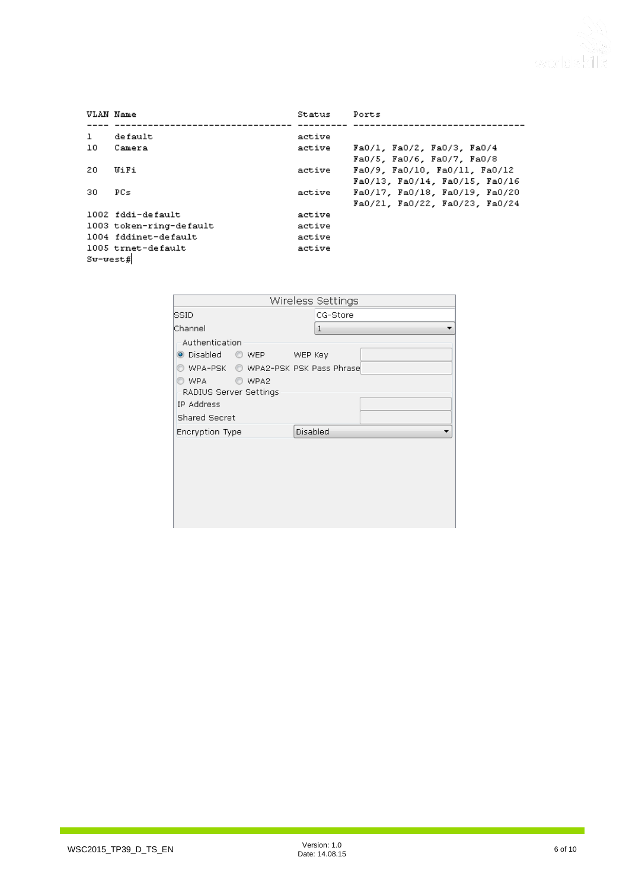```
VLAN Name                             Status    Ports
---- -------------------------------- --------- -------------------------------
1    default                          active
10   Camera                           active    Fa0/1, Fa0/2, Fa0/3, Fa0/4
                                                Fa0/5, Fa0/6, Fa0/7, Fa0/8
20   WiFi                             active    Fa0/9, Fa0/10, Fa0/11, Fa0/12
                                                Fa0/13, Fa0/14, Fa0/15, Fa0/16
30   PCs                              active    Fa0/17, Fa0/18, Fa0/19, Fa0/20
                                                Fa0/21, Fa0/22, Fa0/23, Fa0/24
1002 fddi-default                     active
1003 token-ring-default               active
1004 fddinet-default                  active
1005 trnet-default                    active
Sw-west#
```

**Wireless Settings**

| | |
|---|---|
| SSID | CG-Store |
| Channel | 1 |

Authentication

- (●) Disabled ( ) WEP — WEP Key: 
- ( ) WPA-PSK ( ) WPA2-PSK — PSK Pass Phrase: 
- ( ) WPA ( ) WPA2

RADIUS Server Settings

| | |
|---|---|
| IP Address | |
| Shared Secret | |
| Encryption Type | Disabled |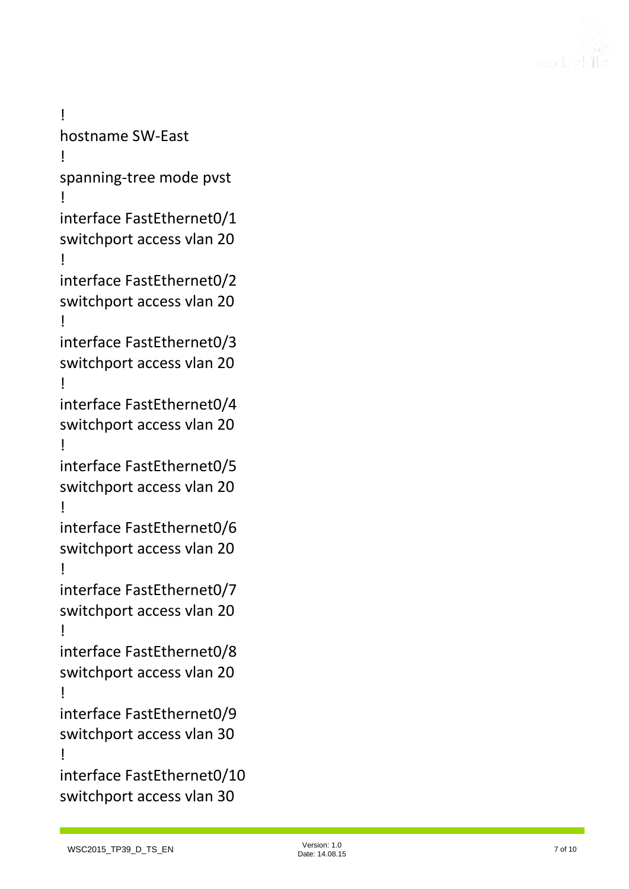```
!
hostname SW-East
!
spanning-tree mode pvst
!
interface FastEthernet0/1
switchport access vlan 20
!
interface FastEthernet0/2
switchport access vlan 20
!
interface FastEthernet0/3
switchport access vlan 20
!
interface FastEthernet0/4
switchport access vlan 20
!
interface FastEthernet0/5
switchport access vlan 20
!
interface FastEthernet0/6
switchport access vlan 20
!
interface FastEthernet0/7
switchport access vlan 20
!
interface FastEthernet0/8
switchport access vlan 20
!
interface FastEthernet0/9
switchport access vlan 30
!
interface FastEthernet0/10
switchport access vlan 30
```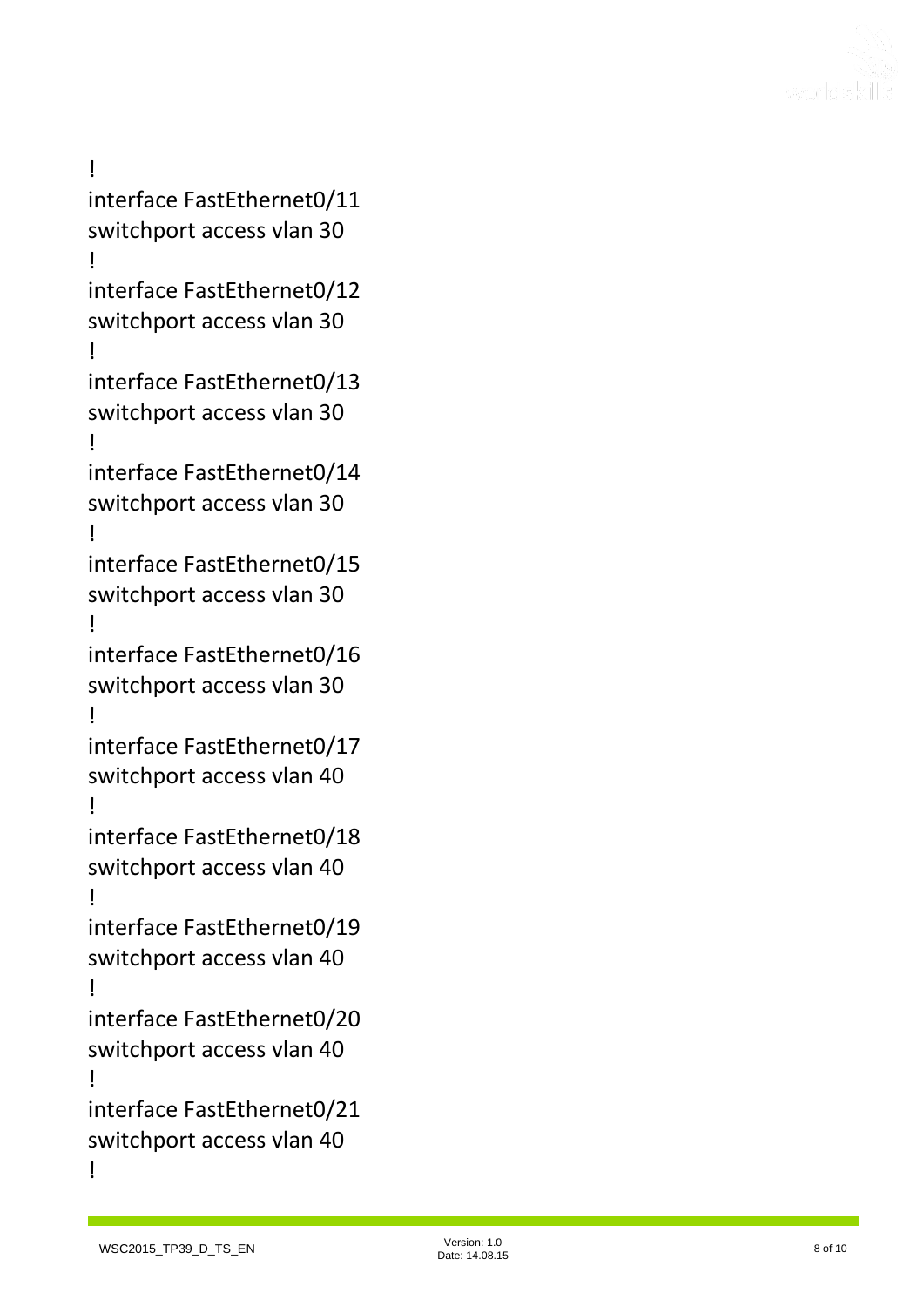```
!
interface FastEthernet0/11
switchport access vlan 30
!
interface FastEthernet0/12
switchport access vlan 30
!
interface FastEthernet0/13
switchport access vlan 30
!
interface FastEthernet0/14
switchport access vlan 30
!
interface FastEthernet0/15
switchport access vlan 30
!
interface FastEthernet0/16
switchport access vlan 30
!
interface FastEthernet0/17
switchport access vlan 40
!
interface FastEthernet0/18
switchport access vlan 40
!
interface FastEthernet0/19
switchport access vlan 40
!
interface FastEthernet0/20
switchport access vlan 40
!
interface FastEthernet0/21
switchport access vlan 40
!
```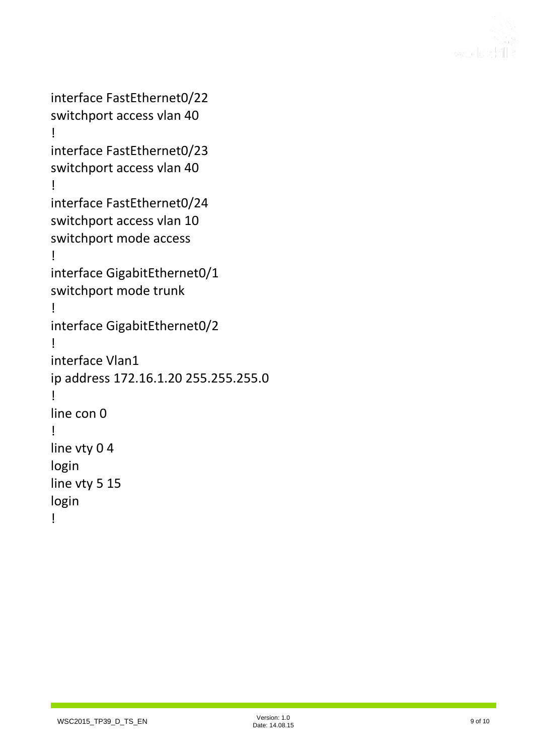```
interface FastEthernet0/22
switchport access vlan 40
!
interface FastEthernet0/23
switchport access vlan 40
!
interface FastEthernet0/24
switchport access vlan 10
switchport mode access
!
interface GigabitEthernet0/1
switchport mode trunk
!
interface GigabitEthernet0/2
!
interface Vlan1
ip address 172.16.1.20 255.255.255.0
!
line con 0
!
line vty 0 4
login
line vty 5 15
login
!
```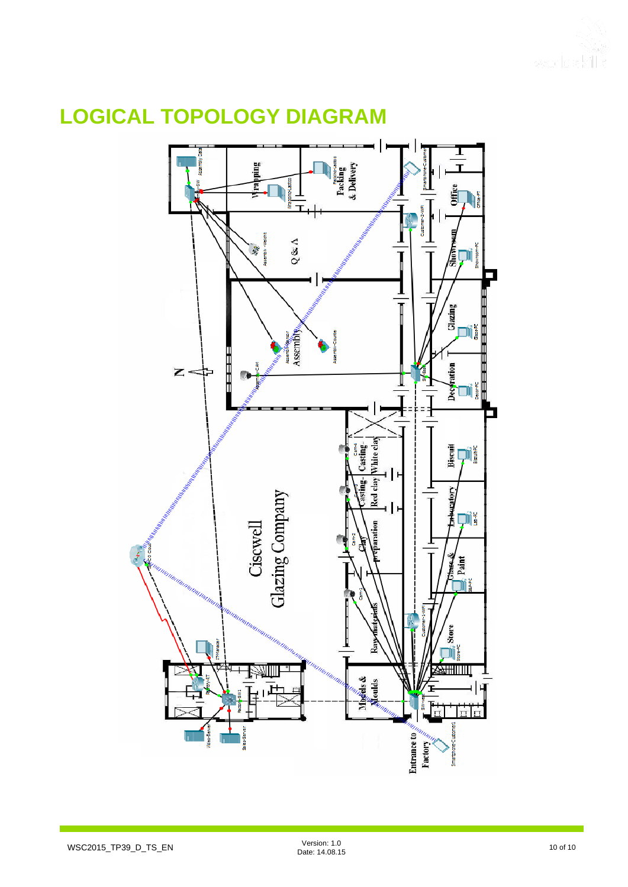# LOGICAL TOPOLOGY DIAGRAM

Ciscewell Glazing Company

N

Wrapping

Packing & Delivery

Office

Q & A

Showroom

Glazing

Assembly

Decoration

Biscuit

Casting-White clay

Casting-Red clay

Clay preparation

Laboratory

Glaze & Paint

Raw materials

Store

Models & Moulds

Entrance to Factory